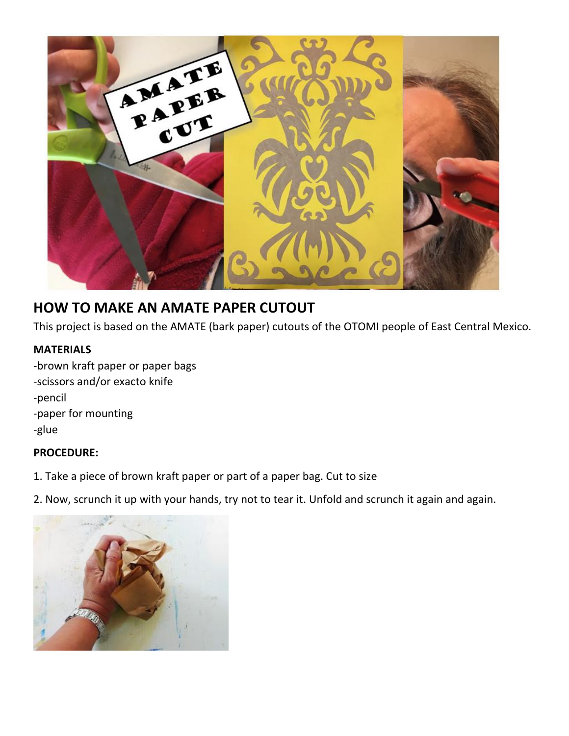## HOW TO MAKE AN AMATE PAPER CUTOUT

This project is based on the AMATE (bark paper) cutouts of the OTOMI people of East Central Mexico.

**MATERIALS**

-brown kraft paper or paper bags
-scissors and/or exacto knife
-pencil
-paper for mounting
-glue

**PROCEDURE:**

1. Take a piece of brown kraft paper or part of a paper bag. Cut to size

2. Now, scrunch it up with your hands, try not to tear it. Unfold and scrunch it again and again.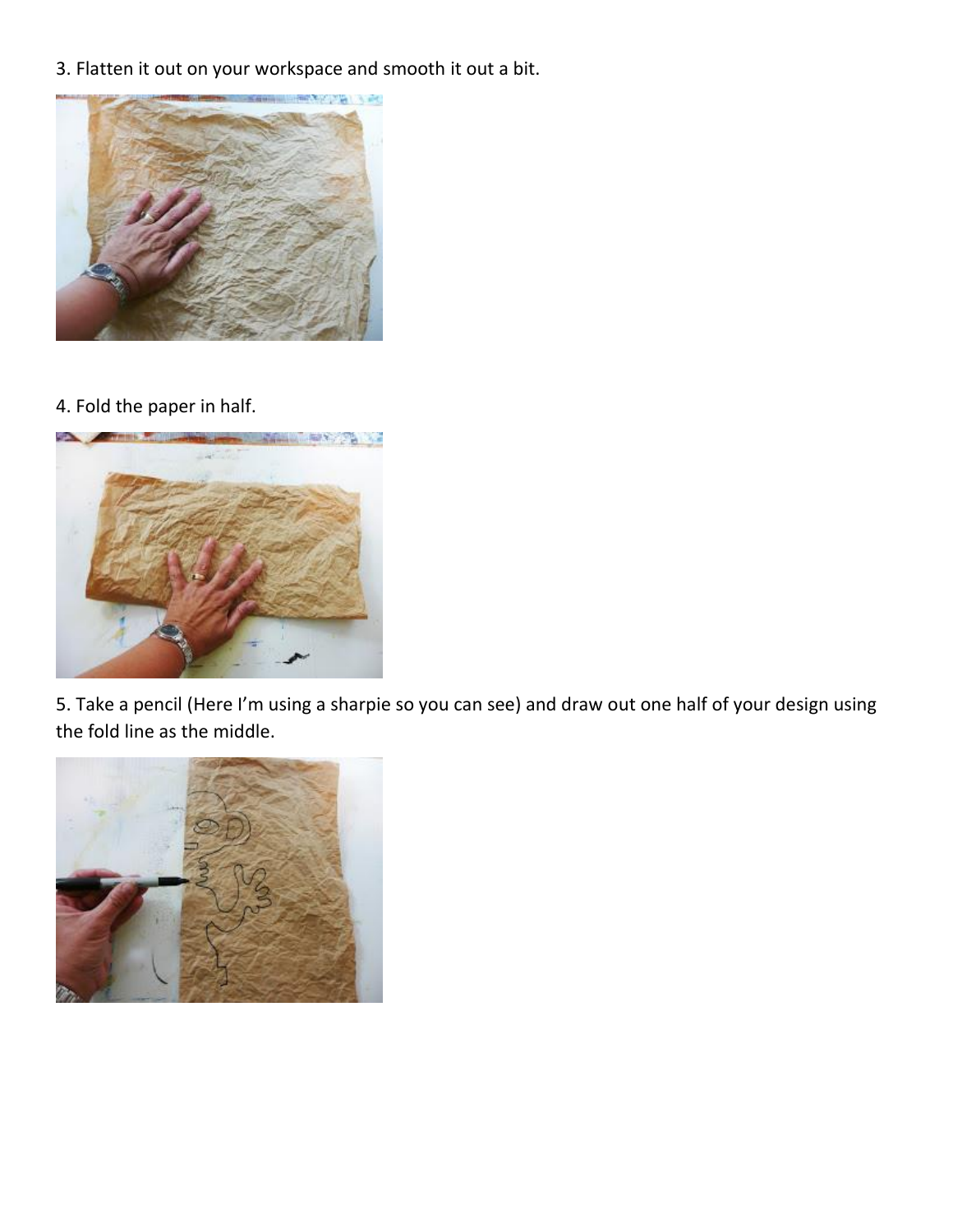3. Flatten it out on your workspace and smooth it out a bit.

4. Fold the paper in half.

5. Take a pencil (Here I'm using a sharpie so you can see) and draw out one half of your design using the fold line as the middle.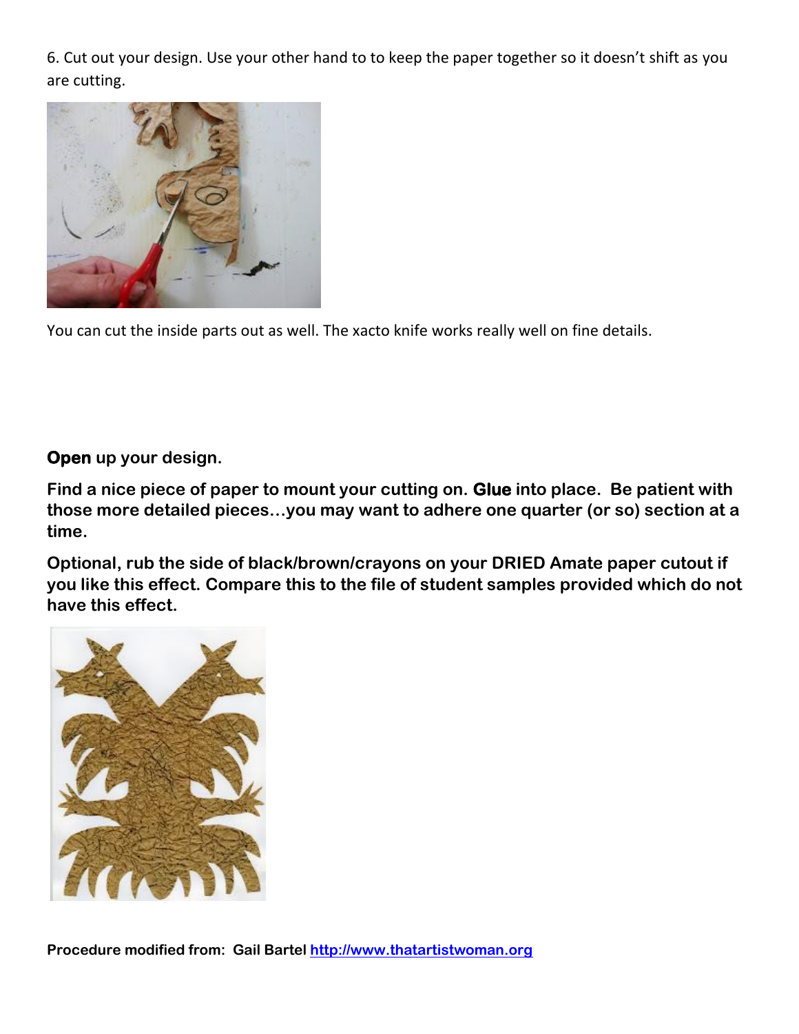6. Cut out your design. Use your other hand to to keep the paper together so it doesn't shift as you are cutting.

You can cut the inside parts out as well. The xacto knife works really well on fine details.

**Open up your design.**

**Find a nice piece of paper to mount your cutting on. Glue into place. Be patient with those more detailed pieces…you may want to adhere one quarter (or so) section at a time.**

**Optional, rub the side of black/brown/crayons on your DRIED Amate paper cutout if you like this effect. Compare this to the file of student samples provided which do not have this effect.**

**Procedure modified from: Gail Bartel [http://www.thatartistwoman.org](http://www.thatartistwoman.org)**